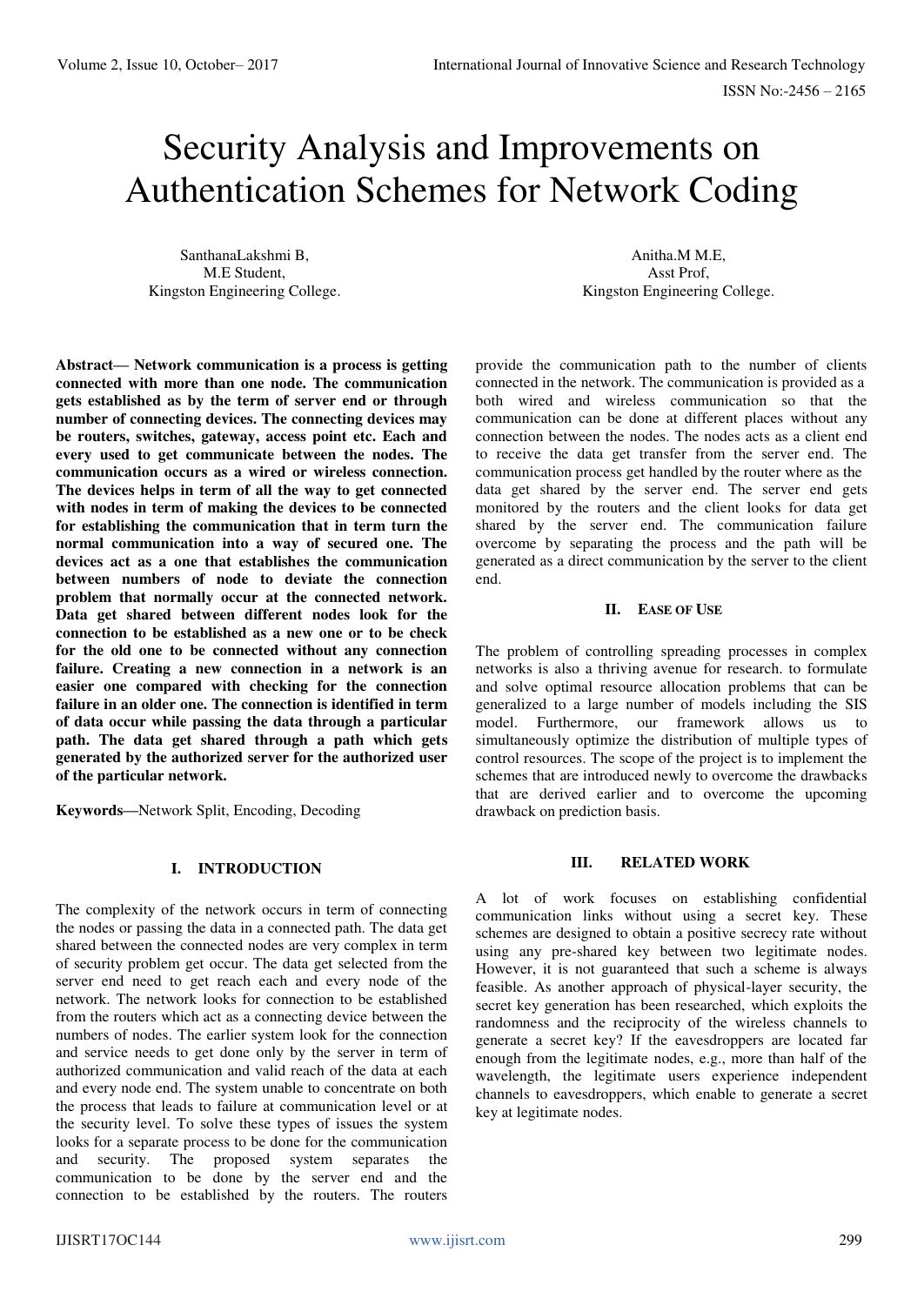# Security Analysis and Improvements on Authentication Schemes for Network Coding

SanthanaLakshmi B,
M.E Student,
Kingston Engineering College.

Anitha.M M.E,
Asst Prof,
Kingston Engineering College.

**Abstract— Network communication is a process is getting connected with more than one node. The communication gets established as by the term of server end or through number of connecting devices. The connecting devices may be routers, switches, gateway, access point etc. Each and every used to get communicate between the nodes. The communication occurs as a wired or wireless connection. The devices helps in term of all the way to get connected with nodes in term of making the devices to be connected for establishing the communication that in term turn the normal communication into a way of secured one. The devices act as a one that establishes the communication between numbers of node to deviate the connection problem that normally occur at the connected network. Data get shared between different nodes look for the connection to be established as a new one or to be check for the old one to be connected without any connection failure. Creating a new connection in a network is an easier one compared with checking for the connection failure in an older one. The connection is identified in term of data occur while passing the data through a particular path. The data get shared through a path which gets generated by the authorized server for the authorized user of the particular network.**

**Keywords—**Network Split, Encoding, Decoding

## I. INTRODUCTION

The complexity of the network occurs in term of connecting the nodes or passing the data in a connected path. The data get shared between the connected nodes are very complex in term of security problem get occur. The data get selected from the server end need to get reach each and every node of the network. The network looks for connection to be established from the routers which act as a connecting device between the numbers of nodes. The earlier system look for the connection and service needs to get done only by the server in term of authorized communication and valid reach of the data at each and every node end. The system unable to concentrate on both the process that leads to failure at communication level or at the security level. To solve these types of issues the system looks for a separate process to be done for the communication and security. The proposed system separates the communication to be done by the server end and the connection to be established by the routers. The routers provide the communication path to the number of clients connected in the network. The communication is provided as a both wired and wireless communication so that the communication can be done at different places without any connection between the nodes. The nodes acts as a client end to receive the data get transfer from the server end. The communication process get handled by the router where as the data get shared by the server end. The server end gets monitored by the routers and the client looks for data get shared by the server end. The communication failure overcome by separating the process and the path will be generated as a direct communication by the server to the client end.

## II. EASE OF USE

The problem of controlling spreading processes in complex networks is also a thriving avenue for research. to formulate and solve optimal resource allocation problems that can be generalized to a large number of models including the SIS model. Furthermore, our framework allows us to simultaneously optimize the distribution of multiple types of control resources. The scope of the project is to implement the schemes that are introduced newly to overcome the drawbacks that are derived earlier and to overcome the upcoming drawback on prediction basis.

## III. RELATED WORK

A lot of work focuses on establishing confidential communication links without using a secret key. These schemes are designed to obtain a positive secrecy rate without using any pre-shared key between two legitimate nodes. However, it is not guaranteed that such a scheme is always feasible. As another approach of physical-layer security, the secret key generation has been researched, which exploits the randomness and the reciprocity of the wireless channels to generate a secret key? If the eavesdroppers are located far enough from the legitimate nodes, e.g., more than half of the wavelength, the legitimate users experience independent channels to eavesdroppers, which enable to generate a secret key at legitimate nodes.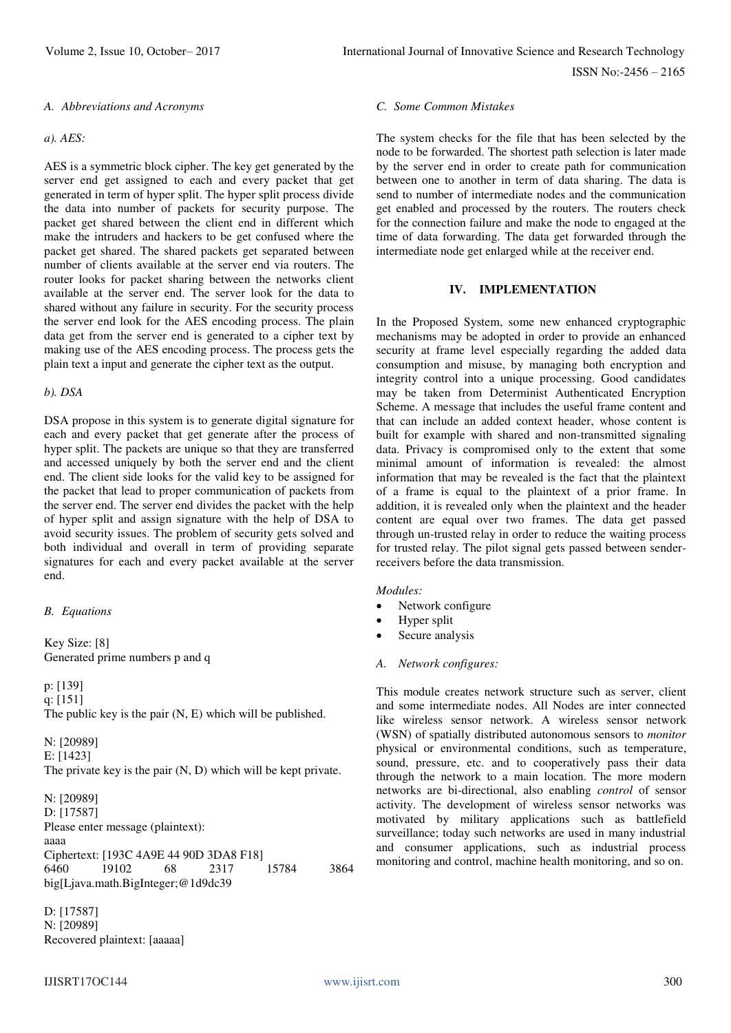### A. Abbreviations and Acronyms

*a). AES:*

AES is a symmetric block cipher. The key get generated by the server end get assigned to each and every packet that get generated in term of hyper split. The hyper split process divide the data into number of packets for security purpose. The packet get shared between the client end in different which make the intruders and hackers to be get confused where the packet get shared. The shared packets get separated between number of clients available at the server end via routers. The router looks for packet sharing between the networks client available at the server end. The server look for the data to shared without any failure in security. For the security process the server end look for the AES encoding process. The plain data get from the server end is generated to a cipher text by making use of the AES encoding process. The process gets the plain text a input and generate the cipher text as the output.

*b). DSA*

DSA propose in this system is to generate digital signature for each and every packet that get generate after the process of hyper split. The packets are unique so that they are transferred and accessed uniquely by both the server end and the client end. The client side looks for the valid key to be assigned for the packet that lead to proper communication of packets from the server end. The server end divides the packet with the help of hyper split and assign signature with the help of DSA to avoid security issues. The problem of security gets solved and both individual and overall in term of providing separate signatures for each and every packet available at the server end.

### B. Equations

Key Size: [8]
Generated prime numbers p and q

p: [139]
q: [151]
The public key is the pair (N, E) which will be published.

N: [20989]
E: [1423]
The private key is the pair (N, D) which will be kept private.

N: [20989]
D: [17587]
Please enter message (plaintext):
aaaa
Ciphertext: [193C 4A9E 44 90D 3DA8 F18]
6460 19102 68 2317 15784 3864
big[Ljava.math.BigInteger;@1d9dc39

D: [17587]
N: [20989]
Recovered plaintext: [aaaaa]

### C. Some Common Mistakes

The system checks for the file that has been selected by the node to be forwarded. The shortest path selection is later made by the server end in order to create path for communication between one to another in term of data sharing. The data is send to number of intermediate nodes and the communication get enabled and processed by the routers. The routers check for the connection failure and make the node to engaged at the time of data forwarding. The data get forwarded through the intermediate node get enlarged while at the receiver end.

## IV. IMPLEMENTATION

In the Proposed System, some new enhanced cryptographic mechanisms may be adopted in order to provide an enhanced security at frame level especially regarding the added data consumption and misuse, by managing both encryption and integrity control into a unique processing. Good candidates may be taken from Determinist Authenticated Encryption Scheme. A message that includes the useful frame content and that can include an added context header, whose content is built for example with shared and non-transmitted signaling data. Privacy is compromised only to the extent that some minimal amount of information is revealed: the almost information that may be revealed is the fact that the plaintext of a frame is equal to the plaintext of a prior frame. In addition, it is revealed only when the plaintext and the header content are equal over two frames. The data get passed through un-trusted relay in order to reduce the waiting process for trusted relay. The pilot signal gets passed between sender-receivers before the data transmission.

*Modules:*

- Network configure
- Hyper split
- Secure analysis

### A. Network configures:

This module creates network structure such as server, client and some intermediate nodes. All Nodes are inter connected like wireless sensor network. A wireless sensor network (WSN) of spatially distributed autonomous sensors to *monitor* physical or environmental conditions, such as temperature, sound, pressure, etc. and to cooperatively pass their data through the network to a main location. The more modern networks are bi-directional, also enabling *control* of sensor activity. The development of wireless sensor networks was motivated by military applications such as battlefield surveillance; today such networks are used in many industrial and consumer applications, such as industrial process monitoring and control, machine health monitoring, and so on.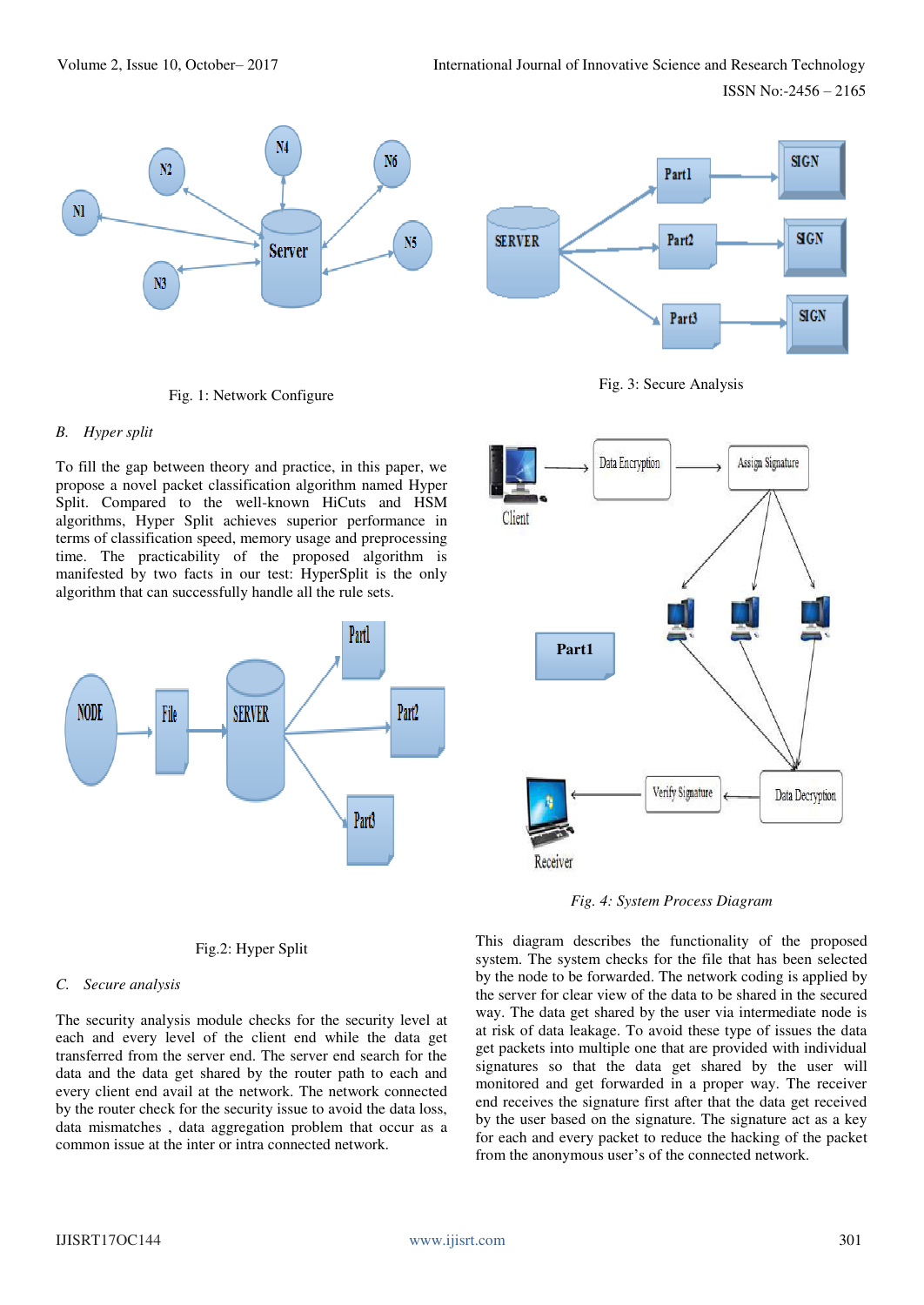Fig. 1: Network Configure

### B. Hyper split

To fill the gap between theory and practice, in this paper, we propose a novel packet classification algorithm named Hyper Split. Compared to the well-known HiCuts and HSM algorithms, Hyper Split achieves superior performance in terms of classification speed, memory usage and preprocessing time. The practicability of the proposed algorithm is manifested by two facts in our test: HyperSplit is the only algorithm that can successfully handle all the rule sets.

Fig.2: Hyper Split

### C. Secure analysis

The security analysis module checks for the security level at each and every level of the client end while the data get transferred from the server end. The server end search for the data and the data get shared by the router path to each and every client end avail at the network. The network connected by the router check for the security issue to avoid the data loss, data mismatches , data aggregation problem that occur as a common issue at the inter or intra connected network.

Fig. 3: Secure Analysis

*Fig. 4: System Process Diagram*

This diagram describes the functionality of the proposed system. The system checks for the file that has been selected by the node to be forwarded. The network coding is applied by the server for clear view of the data to be shared in the secured way. The data get shared by the user via intermediate node is at risk of data leakage. To avoid these type of issues the data get packets into multiple one that are provided with individual signatures so that the data get shared by the user will monitored and get forwarded in a proper way. The receiver end receives the signature first after that the data get received by the user based on the signature. The signature act as a key for each and every packet to reduce the hacking of the packet from the anonymous user's of the connected network.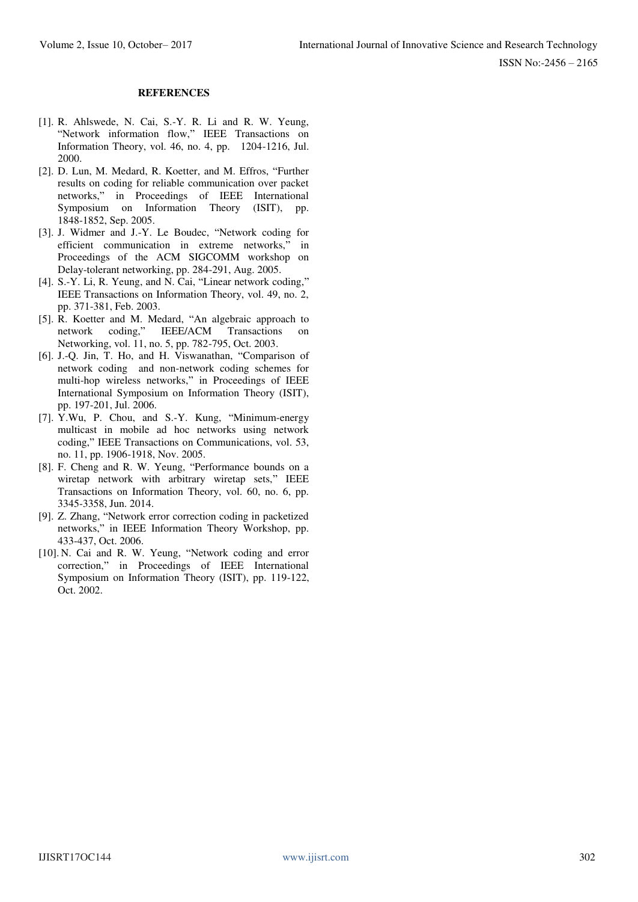## REFERENCES

[1]. R. Ahlswede, N. Cai, S.-Y. R. Li and R. W. Yeung, "Network information flow," IEEE Transactions on Information Theory, vol. 46, no. 4, pp. 1204-1216, Jul. 2000.

[2]. D. Lun, M. Medard, R. Koetter, and M. Effros, "Further results on coding for reliable communication over packet networks," in Proceedings of IEEE International Symposium on Information Theory (ISIT), pp. 1848-1852, Sep. 2005.

[3]. J. Widmer and J.-Y. Le Boudec, "Network coding for efficient communication in extreme networks," in Proceedings of the ACM SIGCOMM workshop on Delay-tolerant networking, pp. 284-291, Aug. 2005.

[4]. S.-Y. Li, R. Yeung, and N. Cai, "Linear network coding," IEEE Transactions on Information Theory, vol. 49, no. 2, pp. 371-381, Feb. 2003.

[5]. R. Koetter and M. Medard, "An algebraic approach to network coding," IEEE/ACM Transactions on Networking, vol. 11, no. 5, pp. 782-795, Oct. 2003.

[6]. J.-Q. Jin, T. Ho, and H. Viswanathan, "Comparison of network coding and non-network coding schemes for multi-hop wireless networks," in Proceedings of IEEE International Symposium on Information Theory (ISIT), pp. 197-201, Jul. 2006.

[7]. Y.Wu, P. Chou, and S.-Y. Kung, "Minimum-energy multicast in mobile ad hoc networks using network coding," IEEE Transactions on Communications, vol. 53, no. 11, pp. 1906-1918, Nov. 2005.

[8]. F. Cheng and R. W. Yeung, "Performance bounds on a wiretap network with arbitrary wiretap sets," IEEE Transactions on Information Theory, vol. 60, no. 6, pp. 3345-3358, Jun. 2014.

[9]. Z. Zhang, "Network error correction coding in packetized networks," in IEEE Information Theory Workshop, pp. 433-437, Oct. 2006.

[10]. N. Cai and R. W. Yeung, "Network coding and error correction," in Proceedings of IEEE International Symposium on Information Theory (ISIT), pp. 119-122, Oct. 2002.